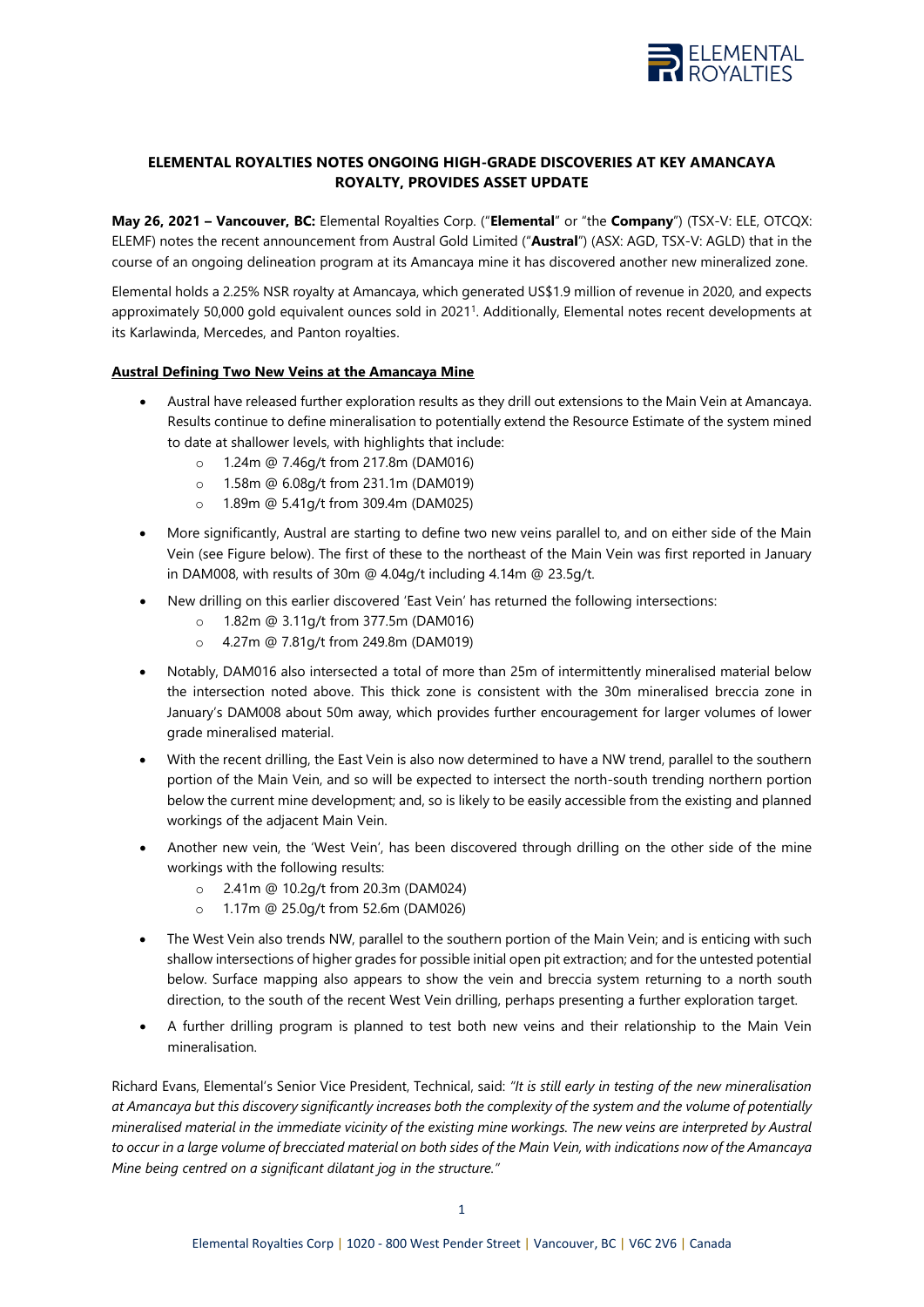## ELEMENTAL ROYALTIES NOTES ONGOING HIGH-GRADE DISCOVERIES AT KEY AMANCAYA ROYALTY, PROVIDES ASSET UPDATE

**May 26, 2021 – Vancouver, BC:** Elemental Royalties Corp. ("**Elemental**" or "the **Company**") (TSX-V: ELE, OTCQX: ELEMF) notes the recent announcement from Austral Gold Limited ("**Austral**") (ASX: AGD, TSX-V: AGLD) that in the course of an ongoing delineation program at its Amancaya mine it has discovered another new mineralized zone.

Elemental holds a 2.25% NSR royalty at Amancaya, which generated US$1.9 million of revenue in 2020, and expects approximately 50,000 gold equivalent ounces sold in 2021[1]. Additionally, Elemental notes recent developments at its Karlawinda, Mercedes, and Panton royalties.

### Austral Defining Two New Veins at the Amancaya Mine

- Austral have released further exploration results as they drill out extensions to the Main Vein at Amancaya. Results continue to define mineralisation to potentially extend the Resource Estimate of the system mined to date at shallower levels, with highlights that include:
  - 1.24m @ 7.46g/t from 217.8m (DAM016)
  - 1.58m @ 6.08g/t from 231.1m (DAM019)
  - 1.89m @ 5.41g/t from 309.4m (DAM025)
- More significantly, Austral are starting to define two new veins parallel to, and on either side of the Main Vein (see Figure below). The first of these to the northeast of the Main Vein was first reported in January in DAM008, with results of 30m @ 4.04g/t including 4.14m @ 23.5g/t.
- New drilling on this earlier discovered 'East Vein' has returned the following intersections:
  - 1.82m @ 3.11g/t from 377.5m (DAM016)
  - 4.27m @ 7.81g/t from 249.8m (DAM019)
- Notably, DAM016 also intersected a total of more than 25m of intermittently mineralised material below the intersection noted above. This thick zone is consistent with the 30m mineralised breccia zone in January's DAM008 about 50m away, which provides further encouragement for larger volumes of lower grade mineralised material.
- With the recent drilling, the East Vein is also now determined to have a NW trend, parallel to the southern portion of the Main Vein, and so will be expected to intersect the north-south trending northern portion below the current mine development; and, so is likely to be easily accessible from the existing and planned workings of the adjacent Main Vein.
- Another new vein, the 'West Vein', has been discovered through drilling on the other side of the mine workings with the following results:
  - 2.41m @ 10.2g/t from 20.3m (DAM024)
  - 1.17m @ 25.0g/t from 52.6m (DAM026)
- The West Vein also trends NW, parallel to the southern portion of the Main Vein; and is enticing with such shallow intersections of higher grades for possible initial open pit extraction; and for the untested potential below. Surface mapping also appears to show the vein and breccia system returning to a north south direction, to the south of the recent West Vein drilling, perhaps presenting a further exploration target.
- A further drilling program is planned to test both new veins and their relationship to the Main Vein mineralisation.

Richard Evans, Elemental's Senior Vice President, Technical, said: *"It is still early in testing of the new mineralisation at Amancaya but this discovery significantly increases both the complexity of the system and the volume of potentially mineralised material in the immediate vicinity of the existing mine workings. The new veins are interpreted by Austral to occur in a large volume of brecciated material on both sides of the Main Vein, with indications now of the Amancaya Mine being centred on a significant dilatant jog in the structure."*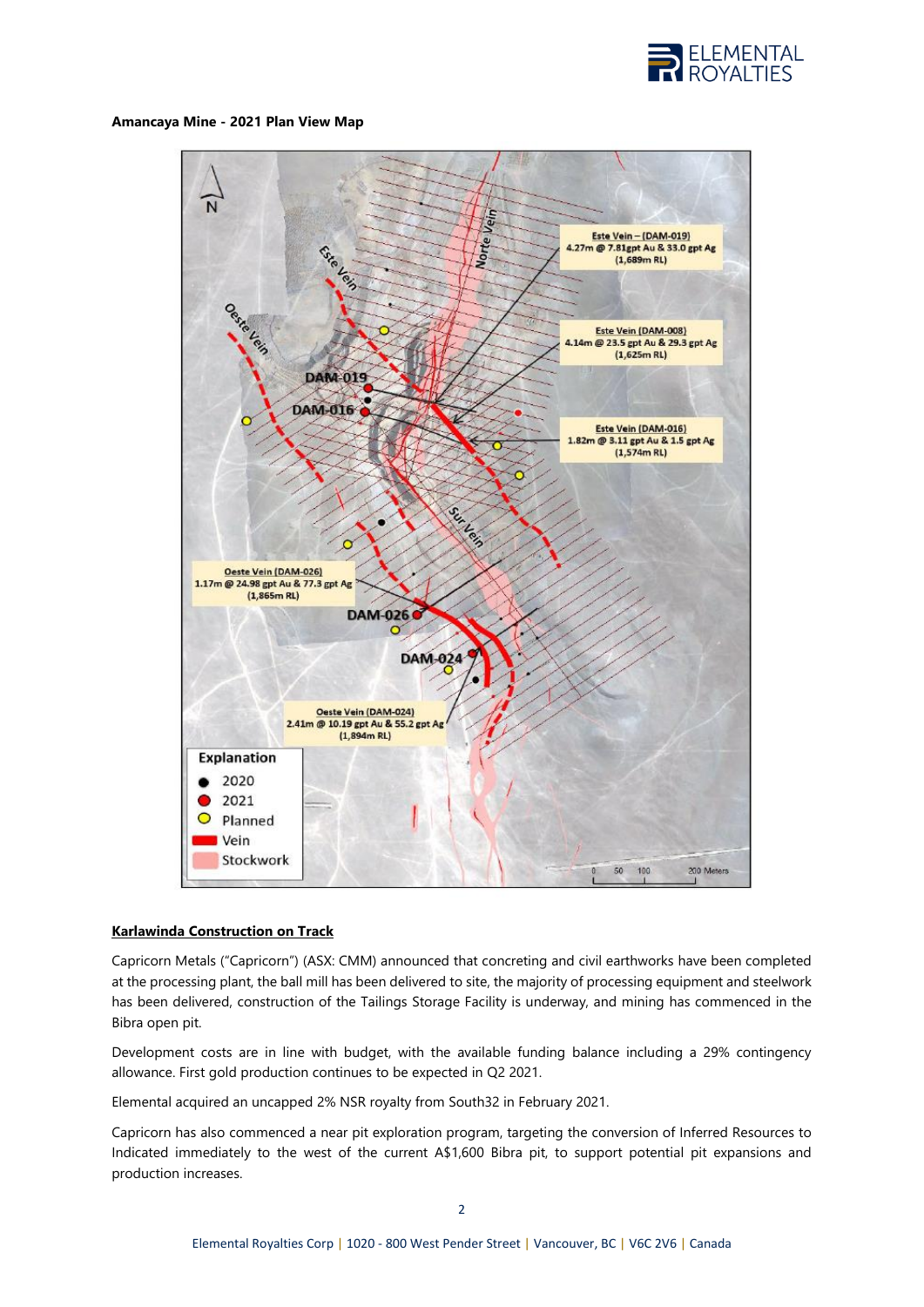**Amancaya Mine - 2021 Plan View Map**

**Karlawinda Construction on Track**

Capricorn Metals ("Capricorn") (ASX: CMM) announced that concreting and civil earthworks have been completed at the processing plant, the ball mill has been delivered to site, the majority of processing equipment and steelwork has been delivered, construction of the Tailings Storage Facility is underway, and mining has commenced in the Bibra open pit.

Development costs are in line with budget, with the available funding balance including a 29% contingency allowance. First gold production continues to be expected in Q2 2021.

Elemental acquired an uncapped 2% NSR royalty from South32 in February 2021.

Capricorn has also commenced a near pit exploration program, targeting the conversion of Inferred Resources to Indicated immediately to the west of the current A$1,600 Bibra pit, to support potential pit expansions and production increases.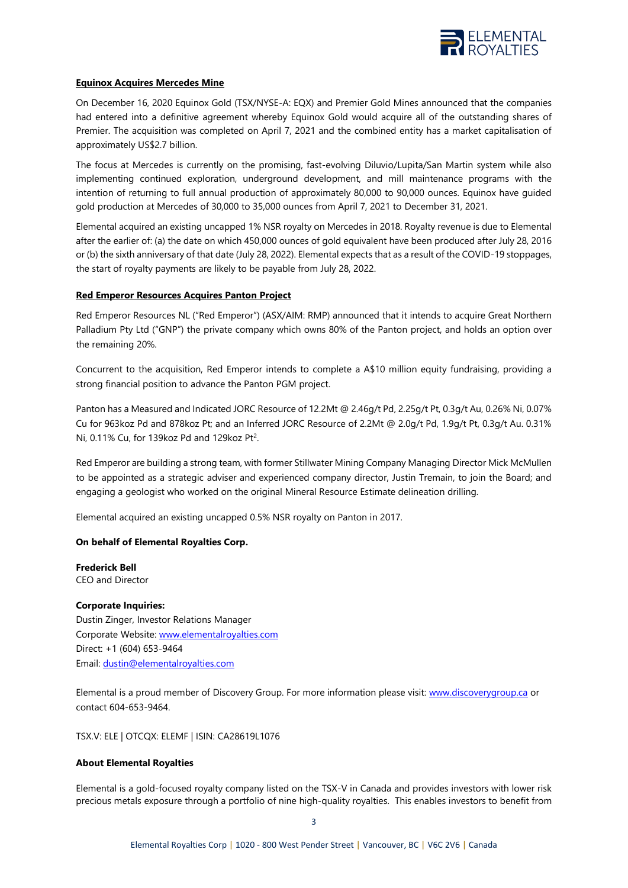**Equinox Acquires Mercedes Mine**

On December 16, 2020 Equinox Gold (TSX/NYSE-A: EQX) and Premier Gold Mines announced that the companies had entered into a definitive agreement whereby Equinox Gold would acquire all of the outstanding shares of Premier. The acquisition was completed on April 7, 2021 and the combined entity has a market capitalisation of approximately US$2.7 billion.

The focus at Mercedes is currently on the promising, fast-evolving Diluvio/Lupita/San Martin system while also implementing continued exploration, underground development, and mill maintenance programs with the intention of returning to full annual production of approximately 80,000 to 90,000 ounces. Equinox have guided gold production at Mercedes of 30,000 to 35,000 ounces from April 7, 2021 to December 31, 2021.

Elemental acquired an existing uncapped 1% NSR royalty on Mercedes in 2018. Royalty revenue is due to Elemental after the earlier of: (a) the date on which 450,000 ounces of gold equivalent have been produced after July 28, 2016 or (b) the sixth anniversary of that date (July 28, 2022). Elemental expects that as a result of the COVID-19 stoppages, the start of royalty payments are likely to be payable from July 28, 2022.

**Red Emperor Resources Acquires Panton Project**

Red Emperor Resources NL ("Red Emperor") (ASX/AIM: RMP) announced that it intends to acquire Great Northern Palladium Pty Ltd ("GNP") the private company which owns 80% of the Panton project, and holds an option over the remaining 20%.

Concurrent to the acquisition, Red Emperor intends to complete a A$10 million equity fundraising, providing a strong financial position to advance the Panton PGM project.

Panton has a Measured and Indicated JORC Resource of 12.2Mt @ 2.46g/t Pd, 2.25g/t Pt, 0.3g/t Au, 0.26% Ni, 0.07% Cu for 963koz Pd and 878koz Pt; and an Inferred JORC Resource of 2.2Mt @ 2.0g/t Pd, 1.9g/t Pt, 0.3g/t Au. 0.31% Ni, 0.11% Cu, for 139koz Pd and 129koz Pt[2].

Red Emperor are building a strong team, with former Stillwater Mining Company Managing Director Mick McMullen to be appointed as a strategic adviser and experienced company director, Justin Tremain, to join the Board; and engaging a geologist who worked on the original Mineral Resource Estimate delineation drilling.

Elemental acquired an existing uncapped 0.5% NSR royalty on Panton in 2017.

**On behalf of Elemental Royalties Corp.**

**Frederick Bell**
CEO and Director

**Corporate Inquiries:**
Dustin Zinger, Investor Relations Manager
Corporate Website: www.elementalroyalties.com
Direct: +1 (604) 653-9464
Email: dustin@elementalroyalties.com

Elemental is a proud member of Discovery Group. For more information please visit: www.discoverygroup.ca or contact 604-653-9464.

TSX.V: ELE | OTCQX: ELEMF | ISIN: CA28619L1076

**About Elemental Royalties**

Elemental is a gold-focused royalty company listed on the TSX-V in Canada and provides investors with lower risk precious metals exposure through a portfolio of nine high-quality royalties. This enables investors to benefit from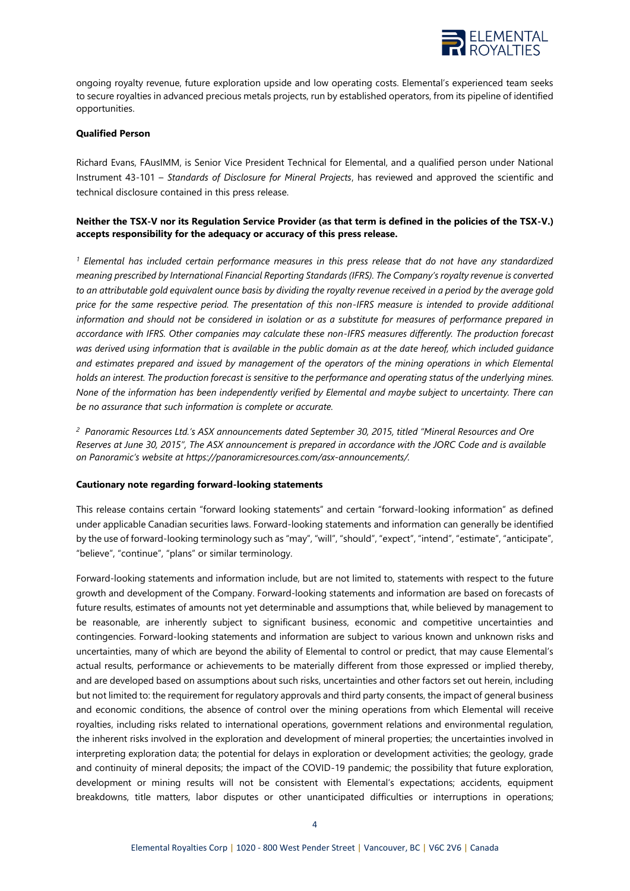ongoing royalty revenue, future exploration upside and low operating costs. Elemental's experienced team seeks to secure royalties in advanced precious metals projects, run by established operators, from its pipeline of identified opportunities.

**Qualified Person**

Richard Evans, FAusIMM, is Senior Vice President Technical for Elemental, and a qualified person under National Instrument 43-101 – *Standards of Disclosure for Mineral Projects*, has reviewed and approved the scientific and technical disclosure contained in this press release.

**Neither the TSX-V nor its Regulation Service Provider (as that term is defined in the policies of the TSX-V.) accepts responsibility for the adequacy or accuracy of this press release.**

*[1] Elemental has included certain performance measures in this press release that do not have any standardized meaning prescribed by International Financial Reporting Standards (IFRS). The Company's royalty revenue is converted to an attributable gold equivalent ounce basis by dividing the royalty revenue received in a period by the average gold price for the same respective period. The presentation of this non-IFRS measure is intended to provide additional information and should not be considered in isolation or as a substitute for measures of performance prepared in accordance with IFRS. Other companies may calculate these non-IFRS measures differently. The production forecast was derived using information that is available in the public domain as at the date hereof, which included guidance and estimates prepared and issued by management of the operators of the mining operations in which Elemental holds an interest. The production forecast is sensitive to the performance and operating status of the underlying mines. None of the information has been independently verified by Elemental and maybe subject to uncertainty. There can be no assurance that such information is complete or accurate.*

*[2] Panoramic Resources Ltd.'s ASX announcements dated September 30, 2015, titled "Mineral Resources and Ore Reserves at June 30, 2015", The ASX announcement is prepared in accordance with the JORC Code and is available on Panoramic's website at https://panoramicresources.com/asx-announcements/.*

**Cautionary note regarding forward-looking statements**

This release contains certain "forward looking statements" and certain "forward-looking information" as defined under applicable Canadian securities laws. Forward-looking statements and information can generally be identified by the use of forward-looking terminology such as "may", "will", "should", "expect", "intend", "estimate", "anticipate", "believe", "continue", "plans" or similar terminology.

Forward-looking statements and information include, but are not limited to, statements with respect to the future growth and development of the Company. Forward-looking statements and information are based on forecasts of future results, estimates of amounts not yet determinable and assumptions that, while believed by management to be reasonable, are inherently subject to significant business, economic and competitive uncertainties and contingencies. Forward-looking statements and information are subject to various known and unknown risks and uncertainties, many of which are beyond the ability of Elemental to control or predict, that may cause Elemental's actual results, performance or achievements to be materially different from those expressed or implied thereby, and are developed based on assumptions about such risks, uncertainties and other factors set out herein, including but not limited to: the requirement for regulatory approvals and third party consents, the impact of general business and economic conditions, the absence of control over the mining operations from which Elemental will receive royalties, including risks related to international operations, government relations and environmental regulation, the inherent risks involved in the exploration and development of mineral properties; the uncertainties involved in interpreting exploration data; the potential for delays in exploration or development activities; the geology, grade and continuity of mineral deposits; the impact of the COVID-19 pandemic; the possibility that future exploration, development or mining results will not be consistent with Elemental's expectations; accidents, equipment breakdowns, title matters, labor disputes or other unanticipated difficulties or interruptions in operations;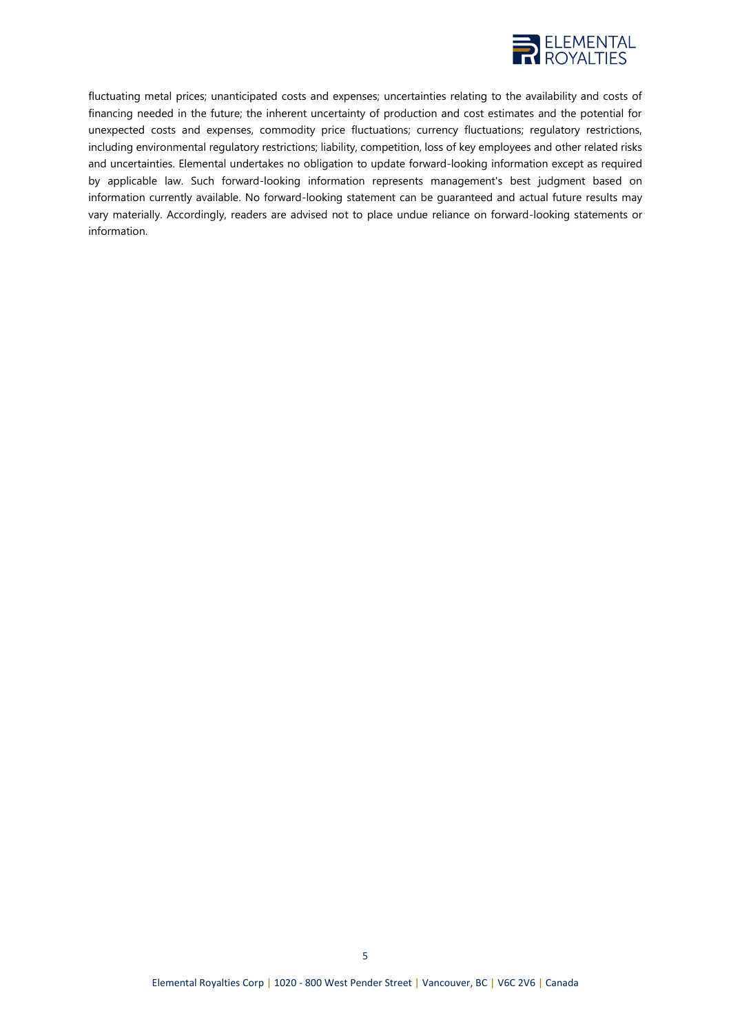fluctuating metal prices; unanticipated costs and expenses; uncertainties relating to the availability and costs of financing needed in the future; the inherent uncertainty of production and cost estimates and the potential for unexpected costs and expenses, commodity price fluctuations; currency fluctuations; regulatory restrictions, including environmental regulatory restrictions; liability, competition, loss of key employees and other related risks and uncertainties. Elemental undertakes no obligation to update forward-looking information except as required by applicable law. Such forward-looking information represents management's best judgment based on information currently available. No forward-looking statement can be guaranteed and actual future results may vary materially. Accordingly, readers are advised not to place undue reliance on forward-looking statements or information.